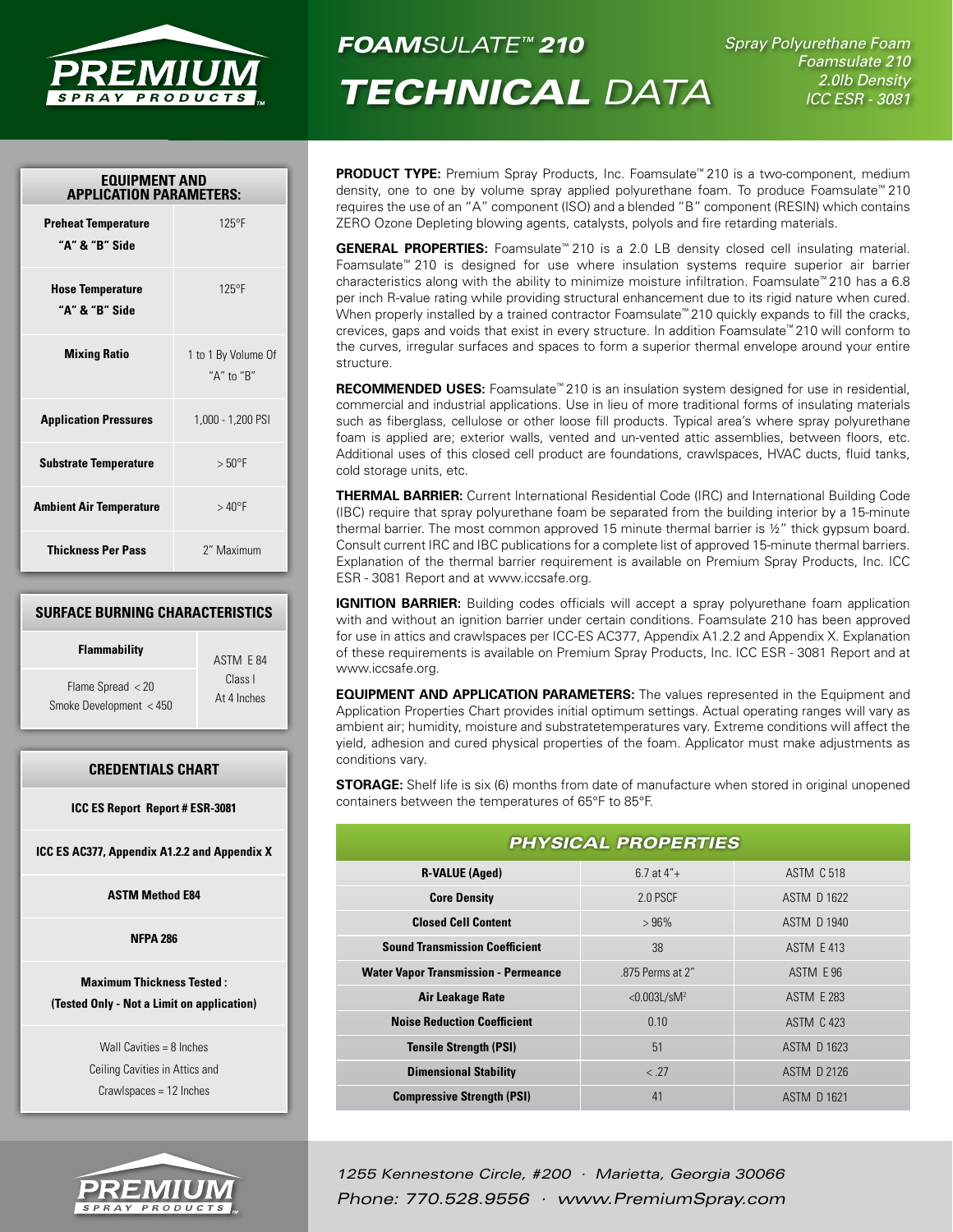# FOAMSULATE™ 210 TECHNICAL DATA

*Spray Polyurethane Foam*
*Foamsulate 210*
*2.0lb Density*
*ICC ESR - 3081*

**PRODUCT TYPE:** Premium Spray Products, Inc. Foamsulate™ 210 is a two-component, medium density, one to one by volume spray applied polyurethane foam. To produce Foamsulate™ 210 requires the use of an "A" component (ISO) and a blended "B" component (RESIN) which contains ZERO Ozone Depleting blowing agents, catalysts, polyols and fire retarding materials.

**GENERAL PROPERTIES:** Foamsulate™ 210 is a 2.0 LB density closed cell insulating material. Foamsulate™ 210 is designed for use where insulation systems require superior air barrier characteristics along with the ability to minimize moisture infiltration. Foamsulate™ 210 has a 6.8 per inch R-value rating while providing structural enhancement due to its rigid nature when cured. When properly installed by a trained contractor Foamsulate™ 210 quickly expands to fill the cracks, crevices, gaps and voids that exist in every structure. In addition Foamsulate™ 210 will conform to the curves, irregular surfaces and spaces to form a superior thermal envelope around your entire structure.

**RECOMMENDED USES:** Foamsulate™ 210 is an insulation system designed for use in residential, commercial and industrial applications. Use in lieu of more traditional forms of insulating materials such as fiberglass, cellulose or other loose fill products. Typical area's where spray polyurethane foam is applied are; exterior walls, vented and un-vented attic assemblies, between floors, etc. Additional uses of this closed cell product are foundations, crawlspaces, HVAC ducts, fluid tanks, cold storage units, etc.

**THERMAL BARRIER:** Current International Residential Code (IRC) and International Building Code (IBC) require that spray polyurethane foam be separated from the building interior by a 15-minute thermal barrier. The most common approved 15 minute thermal barrier is ½" thick gypsum board. Consult current IRC and IBC publications for a complete list of approved 15-minute thermal barriers. Explanation of the thermal barrier requirement is available on Premium Spray Products, Inc. ICC ESR - 3081 Report and at www.iccsafe.org.

**IGNITION BARRIER:** Building codes officials will accept a spray polyurethane foam application with and without an ignition barrier under certain conditions. Foamsulate 210 has been approved for use in attics and crawlspaces per ICC-ES AC377, Appendix A1.2.2 and Appendix X. Explanation of these requirements is available on Premium Spray Products, Inc. ICC ESR - 3081 Report and at www.iccsafe.org.

**EQUIPMENT AND APPLICATION PARAMETERS:** The values represented in the Equipment and Application Properties Chart provides initial optimum settings. Actual operating ranges will vary as ambient air; humidity, moisture and substratetemperatures vary. Extreme conditions will affect the yield, adhesion and cured physical properties of the foam. Applicator must make adjustments as conditions vary.

**STORAGE:** Shelf life is six (6) months from date of manufacture when stored in original unopened containers between the temperatures of 65°F to 85°F.

## PHYSICAL PROPERTIES

| Property | Value | Test Method |
|---|---|---|
| **R-VALUE (Aged)** | 6.7 at 4"+ | ASTM C 518 |
| **Core Density** | 2.0 PSCF | ASTM D 1622 |
| **Closed Cell Content** | > 96% | ASTM D 1940 |
| **Sound Transmission Coefficient** | 38 | ASTM E 413 |
| **Water Vapor Transmission - Permeance** | .875 Perms at 2" | ASTM E 96 |
| **Air Leakage Rate** | <0.003L/sM$^2$ | ASTM E 283 |
| **Noise Reduction Coefficient** | 0.10 | ASTM C 423 |
| **Tensile Strength (PSI)** | 51 | ASTM D 1623 |
| **Dimensional Stability** | < .27 | ASTM D 2126 |
| **Compressive Strength (PSI)** | 41 | ASTM D 1621 |

## EQUIPMENT AND APPLICATION PARAMETERS:

| Parameter | Value |
|---|---|
| **Preheat Temperature "A" & "B" Side** | 125°F |
| **Hose Temperature "A" & "B" Side** | 125°F |
| **Mixing Ratio** | 1 to 1 By Volume Of "A" to "B" |
| **Application Pressures** | 1,000 - 1,200 PSI |
| **Substrate Temperature** | > 50°F |
| **Ambient Air Temperature** | > 40°F |
| **Thickness Per Pass** | 2" Maximum |

## SURFACE BURNING CHARACTERISTICS

| **Flammability** | ASTM E 84 Class I At 4 Inches |
|---|---|
| Flame Spread < 20<br>Smoke Development < 450 | |

## CREDENTIALS CHART

**ICC ES Report Report # ESR-3081**

**ICC ES AC377, Appendix A1.2.2 and Appendix X**

**ASTM Method E84**

**NFPA 286**

**Maximum Thickness Tested :**
**(Tested Only - Not a Limit on application)**

Wall Cavities = 8 Inches
Ceiling Cavities in Attics and Crawlspaces = 12 Inches

*1255 Kennestone Circle, #200 · Marietta, Georgia 30066*
*Phone: 770.528.9556 · www.PremiumSpray.com*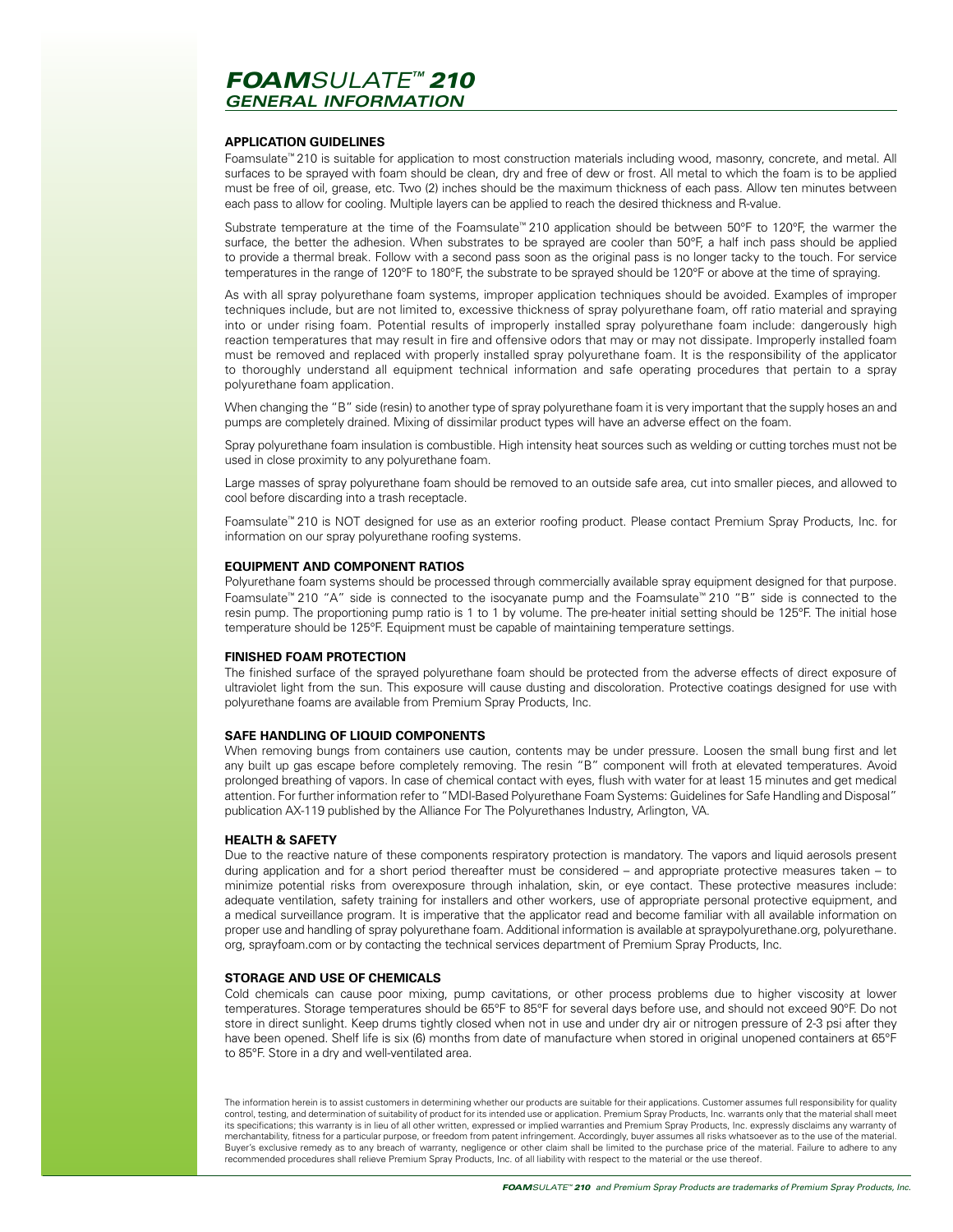# ***FOAM*SULATE™ 210**
## GENERAL INFORMATION

### APPLICATION GUIDELINES

Foamsulate™ 210 is suitable for application to most construction materials including wood, masonry, concrete, and metal. All surfaces to be sprayed with foam should be clean, dry and free of dew or frost. All metal to which the foam is to be applied must be free of oil, grease, etc. Two (2) inches should be the maximum thickness of each pass. Allow ten minutes between each pass to allow for cooling. Multiple layers can be applied to reach the desired thickness and R-value.

Substrate temperature at the time of the Foamsulate™ 210 application should be between 50°F to 120°F, the warmer the surface, the better the adhesion. When substrates to be sprayed are cooler than 50°F, a half inch pass should be applied to provide a thermal break. Follow with a second pass soon as the original pass is no longer tacky to the touch. For service temperatures in the range of 120°F to 180°F, the substrate to be sprayed should be 120°F or above at the time of spraying.

As with all spray polyurethane foam systems, improper application techniques should be avoided. Examples of improper techniques include, but are not limited to, excessive thickness of spray polyurethane foam, off ratio material and spraying into or under rising foam. Potential results of improperly installed spray polyurethane foam include: dangerously high reaction temperatures that may result in fire and offensive odors that may or may not dissipate. Improperly installed foam must be removed and replaced with properly installed spray polyurethane foam. It is the responsibility of the applicator to thoroughly understand all equipment technical information and safe operating procedures that pertain to a spray polyurethane foam application.

When changing the "B" side (resin) to another type of spray polyurethane foam it is very important that the supply hoses an and pumps are completely drained. Mixing of dissimilar product types will have an adverse effect on the foam.

Spray polyurethane foam insulation is combustible. High intensity heat sources such as welding or cutting torches must not be used in close proximity to any polyurethane foam.

Large masses of spray polyurethane foam should be removed to an outside safe area, cut into smaller pieces, and allowed to cool before discarding into a trash receptacle.

Foamsulate™ 210 is NOT designed for use as an exterior roofing product. Please contact Premium Spray Products, Inc. for information on our spray polyurethane roofing systems.

### EQUIPMENT AND COMPONENT RATIOS

Polyurethane foam systems should be processed through commercially available spray equipment designed for that purpose. Foamsulate™ 210 "A" side is connected to the isocyanate pump and the Foamsulate™ 210 "B" side is connected to the resin pump. The proportioning pump ratio is 1 to 1 by volume. The pre-heater initial setting should be 125°F. The initial hose temperature should be 125°F. Equipment must be capable of maintaining temperature settings.

### FINISHED FOAM PROTECTION

The finished surface of the sprayed polyurethane foam should be protected from the adverse effects of direct exposure of ultraviolet light from the sun. This exposure will cause dusting and discoloration. Protective coatings designed for use with polyurethane foams are available from Premium Spray Products, Inc.

### SAFE HANDLING OF LIQUID COMPONENTS

When removing bungs from containers use caution, contents may be under pressure. Loosen the small bung first and let any built up gas escape before completely removing. The resin "B" component will froth at elevated temperatures. Avoid prolonged breathing of vapors. In case of chemical contact with eyes, flush with water for at least 15 minutes and get medical attention. For further information refer to "MDI-Based Polyurethane Foam Systems: Guidelines for Safe Handling and Disposal" publication AX-119 published by the Alliance For The Polyurethanes Industry, Arlington, VA.

### HEALTH & SAFETY

Due to the reactive nature of these components respiratory protection is mandatory. The vapors and liquid aerosols present during application and for a short period thereafter must be considered – and appropriate protective measures taken – to minimize potential risks from overexposure through inhalation, skin, or eye contact. These protective measures include: adequate ventilation, safety training for installers and other workers, use of appropriate personal protective equipment, and a medical surveillance program. It is imperative that the applicator read and become familiar with all available information on proper use and handling of spray polyurethane foam. Additional information is available at spraypolyurethane.org, polyurethane.org, sprayfoam.com or by contacting the technical services department of Premium Spray Products, Inc.

### STORAGE AND USE OF CHEMICALS

Cold chemicals can cause poor mixing, pump cavitations, or other process problems due to higher viscosity at lower temperatures. Storage temperatures should be 65°F to 85°F for several days before use, and should not exceed 90°F. Do not store in direct sunlight. Keep drums tightly closed when not in use and under dry air or nitrogen pressure of 2-3 psi after they have been opened. Shelf life is six (6) months from date of manufacture when stored in original unopened containers at 65°F to 85°F. Store in a dry and well-ventilated area.

The information herein is to assist customers in determining whether our products are suitable for their applications. Customer assumes full responsibility for quality control, testing, and determination of suitability of product for its intended use or application. Premium Spray Products, Inc. warrants only that the material shall meet its specifications; this warranty is in lieu of all other written, expressed or implied warranties and Premium Spray Products, Inc. expressly disclaims any warranty of merchantability, fitness for a particular purpose, or freedom from patent infringement. Accordingly, buyer assumes all risks whatsoever as to the use of the material. Buyer's exclusive remedy as to any breach of warranty, negligence or other claim shall be limited to the purchase price of the material. Failure to adhere to any recommended procedures shall relieve Premium Spray Products, Inc. of all liability with respect to the material or the use thereof.

*FOAMSULATE™ 210 and Premium Spray Products are trademarks of Premium Spray Products, Inc.*